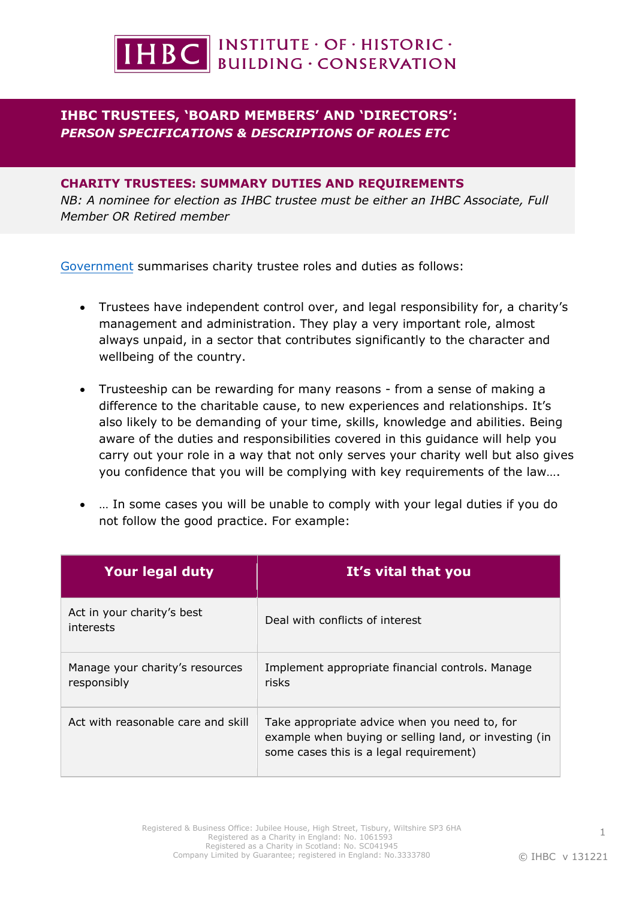# IHBC TRUSTEES, 'BOARD MEMBERS' AND 'DIRECTORS':

***PERSON SPECIFICATIONS & DESCRIPTIONS OF ROLES ETC***

## CHARITY TRUSTEES: SUMMARY DUTIES AND REQUIREMENTS

*NB: A nominee for election as IHBC trustee must be either an IHBC Associate, Full Member OR Retired member*

Government summarises charity trustee roles and duties as follows:

- Trustees have independent control over, and legal responsibility for, a charity's management and administration. They play a very important role, almost always unpaid, in a sector that contributes significantly to the character and wellbeing of the country.
- Trusteeship can be rewarding for many reasons - from a sense of making a difference to the charitable cause, to new experiences and relationships. It's also likely to be demanding of your time, skills, knowledge and abilities. Being aware of the duties and responsibilities covered in this guidance will help you carry out your role in a way that not only serves your charity well but also gives you confidence that you will be complying with key requirements of the law….
- … In some cases you will be unable to comply with your legal duties if you do not follow the good practice. For example:

| Your legal duty | It's vital that you |
|---|---|
| Act in your charity's best interests | Deal with conflicts of interest |
| Manage your charity's resources responsibly | Implement appropriate financial controls. Manage risks |
| Act with reasonable care and skill | Take appropriate advice when you need to, for example when buying or selling land, or investing (in some cases this is a legal requirement) |

Registered & Business Office: Jubilee House, High Street, Tisbury, Wiltshire SP3 6HA
Registered as a Charity in England: No. 1061593
Registered as a Charity in Scotland: No. SC041945
Company Limited by Guarantee; registered in England: No.3333780

© IHBC v 131221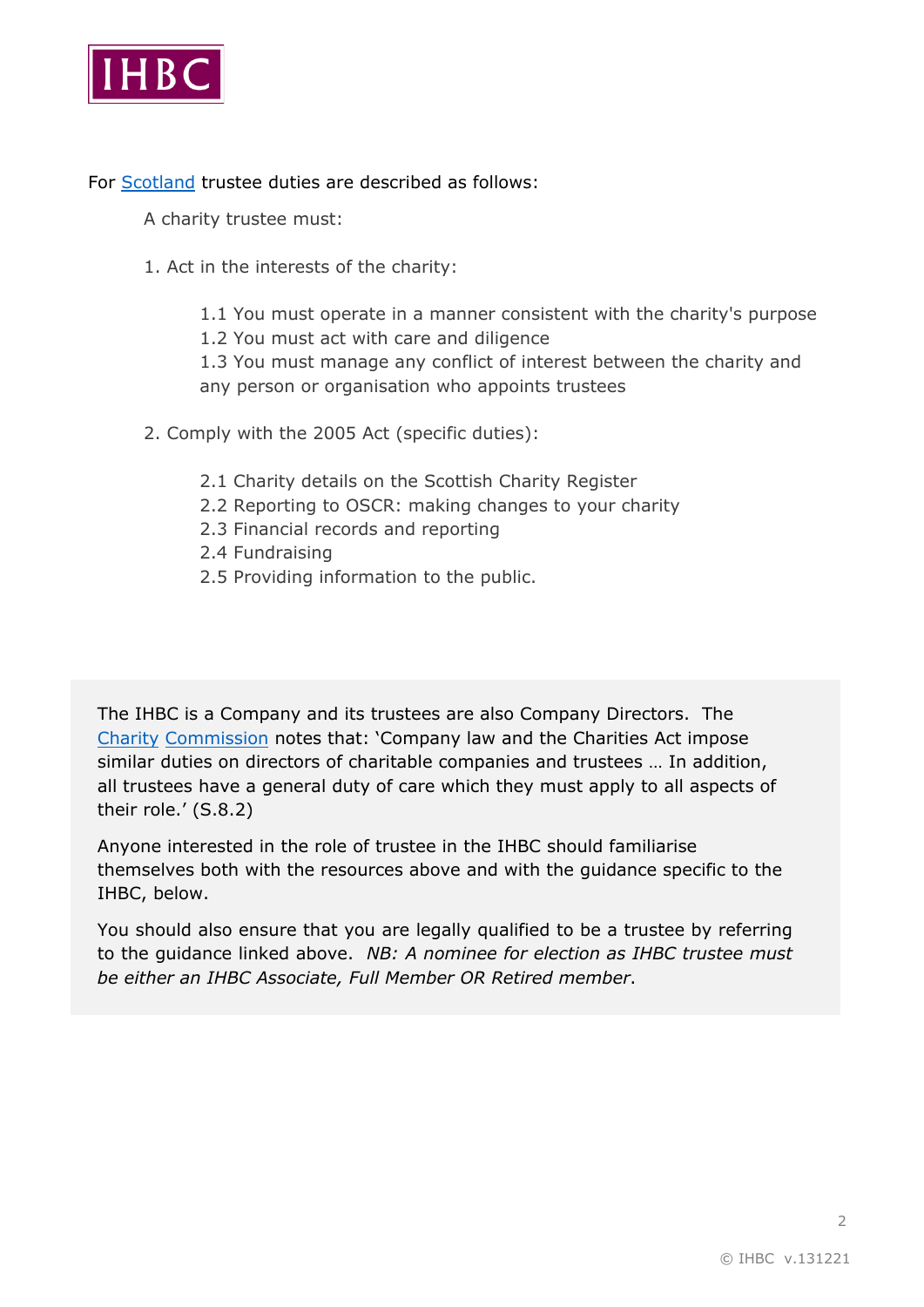For [Scotland](#) trustee duties are described as follows:

A charity trustee must:

1. Act in the interests of the charity:

    1.1 You must operate in a manner consistent with the charity's purpose
    1.2 You must act with care and diligence
    1.3 You must manage any conflict of interest between the charity and any person or organisation who appoints trustees

2. Comply with the 2005 Act (specific duties):

    2.1 Charity details on the Scottish Charity Register
    2.2 Reporting to OSCR: making changes to your charity
    2.3 Financial records and reporting
    2.4 Fundraising
    2.5 Providing information to the public.

The IHBC is a Company and its trustees are also Company Directors. The [Charity Commission](#) notes that: 'Company law and the Charities Act impose similar duties on directors of charitable companies and trustees … In addition, all trustees have a general duty of care which they must apply to all aspects of their role.' (S.8.2)

Anyone interested in the role of trustee in the IHBC should familiarise themselves both with the resources above and with the guidance specific to the IHBC, below.

You should also ensure that you are legally qualified to be a trustee by referring to the guidance linked above. *NB: A nominee for election as IHBC trustee must be either an IHBC Associate, Full Member OR Retired member*.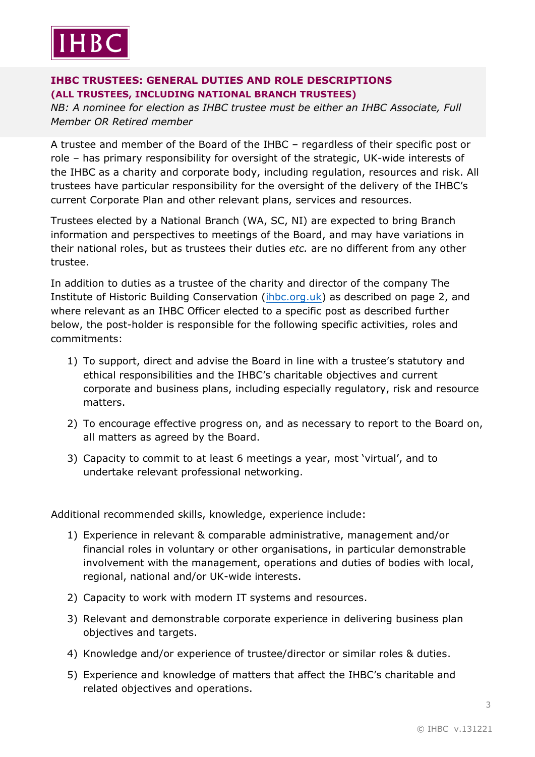IHBC

## IHBC TRUSTEES: GENERAL DUTIES AND ROLE DESCRIPTIONS

### (ALL TRUSTEES, INCLUDING NATIONAL BRANCH TRUSTEES)

*NB: A nominee for election as IHBC trustee must be either an IHBC Associate, Full Member OR Retired member*

A trustee and member of the Board of the IHBC – regardless of their specific post or role – has primary responsibility for oversight of the strategic, UK-wide interests of the IHBC as a charity and corporate body, including regulation, resources and risk. All trustees have particular responsibility for the oversight of the delivery of the IHBC's current Corporate Plan and other relevant plans, services and resources.

Trustees elected by a National Branch (WA, SC, NI) are expected to bring Branch information and perspectives to meetings of the Board, and may have variations in their national roles, but as trustees their duties *etc.* are no different from any other trustee.

In addition to duties as a trustee of the charity and director of the company The Institute of Historic Building Conservation ([ihbc.org.uk](http://ihbc.org.uk)) as described on page 2, and where relevant as an IHBC Officer elected to a specific post as described further below, the post-holder is responsible for the following specific activities, roles and commitments:

1) To support, direct and advise the Board in line with a trustee's statutory and ethical responsibilities and the IHBC's charitable objectives and current corporate and business plans, including especially regulatory, risk and resource matters.
2) To encourage effective progress on, and as necessary to report to the Board on, all matters as agreed by the Board.
3) Capacity to commit to at least 6 meetings a year, most 'virtual', and to undertake relevant professional networking.

Additional recommended skills, knowledge, experience include:

1) Experience in relevant & comparable administrative, management and/or financial roles in voluntary or other organisations, in particular demonstrable involvement with the management, operations and duties of bodies with local, regional, national and/or UK-wide interests.
2) Capacity to work with modern IT systems and resources.
3) Relevant and demonstrable corporate experience in delivering business plan objectives and targets.
4) Knowledge and/or experience of trustee/director or similar roles & duties.
5) Experience and knowledge of matters that affect the IHBC's charitable and related objectives and operations.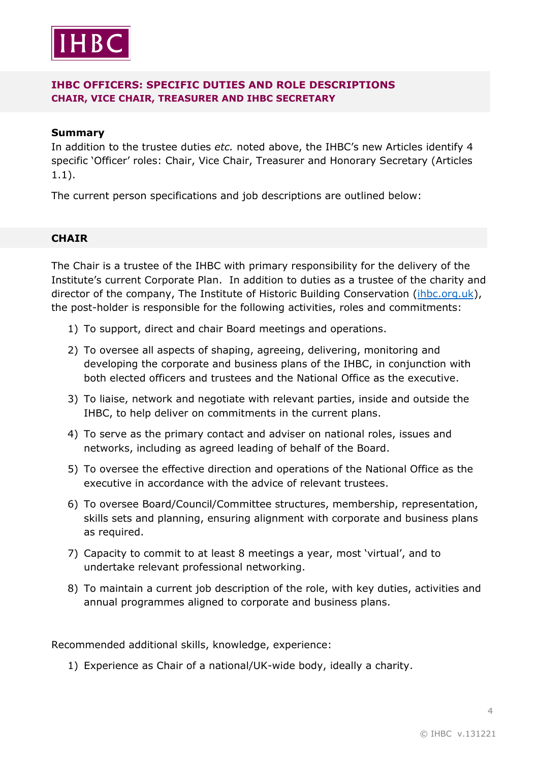IHBC

## IHBC OFFICERS: SPECIFIC DUTIES AND ROLE DESCRIPTIONS
## CHAIR, VICE CHAIR, TREASURER AND IHBC SECRETARY

**Summary**

In addition to the trustee duties *etc.* noted above, the IHBC's new Articles identify 4 specific 'Officer' roles: Chair, Vice Chair, Treasurer and Honorary Secretary (Articles 1.1).

The current person specifications and job descriptions are outlined below:

### CHAIR

The Chair is a trustee of the IHBC with primary responsibility for the delivery of the Institute's current Corporate Plan. In addition to duties as a trustee of the charity and director of the company, The Institute of Historic Building Conservation (ihbc.org.uk), the post-holder is responsible for the following activities, roles and commitments:

1) To support, direct and chair Board meetings and operations.
2) To oversee all aspects of shaping, agreeing, delivering, monitoring and developing the corporate and business plans of the IHBC, in conjunction with both elected officers and trustees and the National Office as the executive.
3) To liaise, network and negotiate with relevant parties, inside and outside the IHBC, to help deliver on commitments in the current plans.
4) To serve as the primary contact and adviser on national roles, issues and networks, including as agreed leading of behalf of the Board.
5) To oversee the effective direction and operations of the National Office as the executive in accordance with the advice of relevant trustees.
6) To oversee Board/Council/Committee structures, membership, representation, skills sets and planning, ensuring alignment with corporate and business plans as required.
7) Capacity to commit to at least 8 meetings a year, most 'virtual', and to undertake relevant professional networking.
8) To maintain a current job description of the role, with key duties, activities and annual programmes aligned to corporate and business plans.

Recommended additional skills, knowledge, experience:

1) Experience as Chair of a national/UK-wide body, ideally a charity.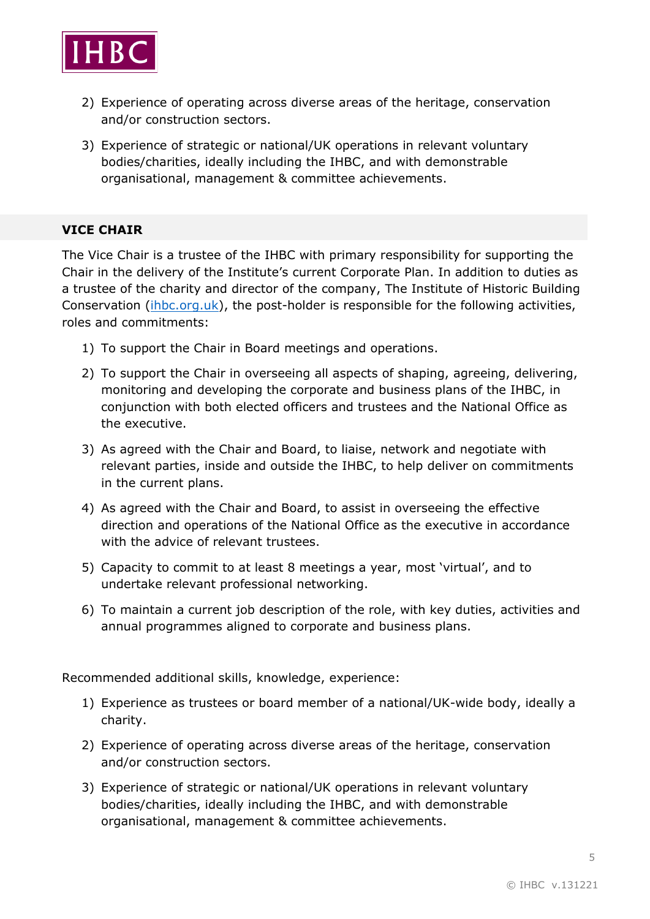2) Experience of operating across diverse areas of the heritage, conservation and/or construction sectors.

3) Experience of strategic or national/UK operations in relevant voluntary bodies/charities, ideally including the IHBC, and with demonstrable organisational, management & committee achievements.

## VICE CHAIR

The Vice Chair is a trustee of the IHBC with primary responsibility for supporting the Chair in the delivery of the Institute's current Corporate Plan. In addition to duties as a trustee of the charity and director of the company, The Institute of Historic Building Conservation (ihbc.org.uk), the post-holder is responsible for the following activities, roles and commitments:

1) To support the Chair in Board meetings and operations.

2) To support the Chair in overseeing all aspects of shaping, agreeing, delivering, monitoring and developing the corporate and business plans of the IHBC, in conjunction with both elected officers and trustees and the National Office as the executive.

3) As agreed with the Chair and Board, to liaise, network and negotiate with relevant parties, inside and outside the IHBC, to help deliver on commitments in the current plans.

4) As agreed with the Chair and Board, to assist in overseeing the effective direction and operations of the National Office as the executive in accordance with the advice of relevant trustees.

5) Capacity to commit to at least 8 meetings a year, most 'virtual', and to undertake relevant professional networking.

6) To maintain a current job description of the role, with key duties, activities and annual programmes aligned to corporate and business plans.

Recommended additional skills, knowledge, experience:

1) Experience as trustees or board member of a national/UK-wide body, ideally a charity.

2) Experience of operating across diverse areas of the heritage, conservation and/or construction sectors.

3) Experience of strategic or national/UK operations in relevant voluntary bodies/charities, ideally including the IHBC, and with demonstrable organisational, management & committee achievements.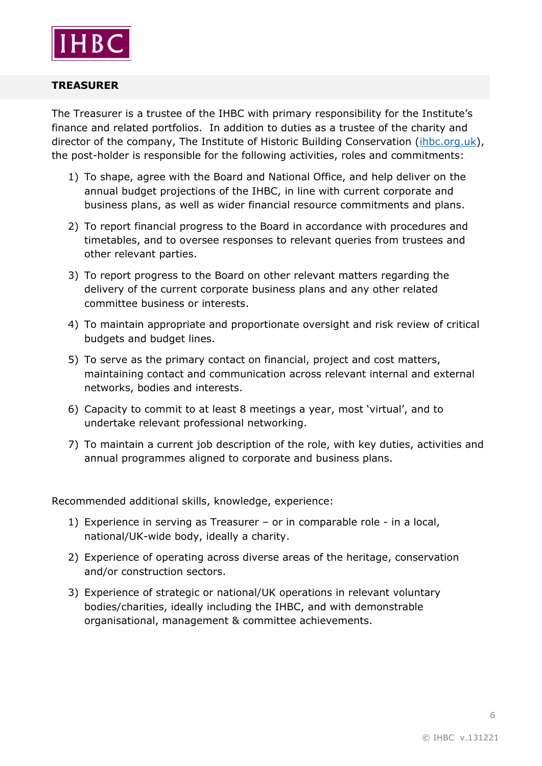## TREASURER

The Treasurer is a trustee of the IHBC with primary responsibility for the Institute's finance and related portfolios. In addition to duties as a trustee of the charity and director of the company, The Institute of Historic Building Conservation (ihbc.org.uk), the post-holder is responsible for the following activities, roles and commitments:

1) To shape, agree with the Board and National Office, and help deliver on the annual budget projections of the IHBC, in line with current corporate and business plans, as well as wider financial resource commitments and plans.
2) To report financial progress to the Board in accordance with procedures and timetables, and to oversee responses to relevant queries from trustees and other relevant parties.
3) To report progress to the Board on other relevant matters regarding the delivery of the current corporate business plans and any other related committee business or interests.
4) To maintain appropriate and proportionate oversight and risk review of critical budgets and budget lines.
5) To serve as the primary contact on financial, project and cost matters, maintaining contact and communication across relevant internal and external networks, bodies and interests.
6) Capacity to commit to at least 8 meetings a year, most 'virtual', and to undertake relevant professional networking.
7) To maintain a current job description of the role, with key duties, activities and annual programmes aligned to corporate and business plans.

Recommended additional skills, knowledge, experience:

1) Experience in serving as Treasurer – or in comparable role - in a local, national/UK-wide body, ideally a charity.
2) Experience of operating across diverse areas of the heritage, conservation and/or construction sectors.
3) Experience of strategic or national/UK operations in relevant voluntary bodies/charities, ideally including the IHBC, and with demonstrable organisational, management & committee achievements.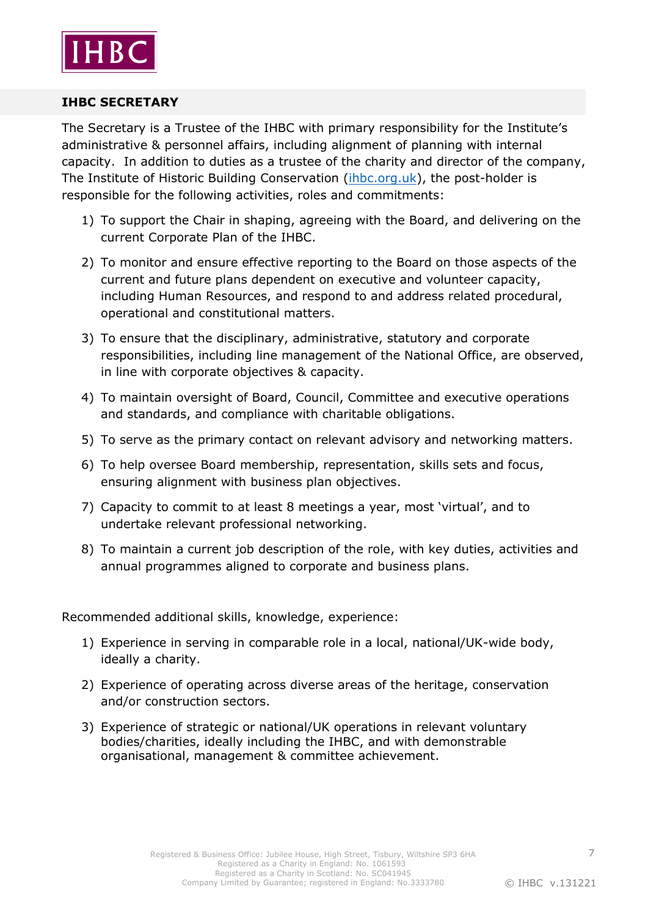IHBC

## IHBC SECRETARY

The Secretary is a Trustee of the IHBC with primary responsibility for the Institute's administrative & personnel affairs, including alignment of planning with internal capacity. In addition to duties as a trustee of the charity and director of the company, The Institute of Historic Building Conservation (ihbc.org.uk), the post-holder is responsible for the following activities, roles and commitments:

1) To support the Chair in shaping, agreeing with the Board, and delivering on the current Corporate Plan of the IHBC.
2) To monitor and ensure effective reporting to the Board on those aspects of the current and future plans dependent on executive and volunteer capacity, including Human Resources, and respond to and address related procedural, operational and constitutional matters.
3) To ensure that the disciplinary, administrative, statutory and corporate responsibilities, including line management of the National Office, are observed, in line with corporate objectives & capacity.
4) To maintain oversight of Board, Council, Committee and executive operations and standards, and compliance with charitable obligations.
5) To serve as the primary contact on relevant advisory and networking matters.
6) To help oversee Board membership, representation, skills sets and focus, ensuring alignment with business plan objectives.
7) Capacity to commit to at least 8 meetings a year, most 'virtual', and to undertake relevant professional networking.
8) To maintain a current job description of the role, with key duties, activities and annual programmes aligned to corporate and business plans.

Recommended additional skills, knowledge, experience:

1) Experience in serving in comparable role in a local, national/UK-wide body, ideally a charity.
2) Experience of operating across diverse areas of the heritage, conservation and/or construction sectors.
3) Experience of strategic or national/UK operations in relevant voluntary bodies/charities, ideally including the IHBC, and with demonstrable organisational, management & committee achievement.